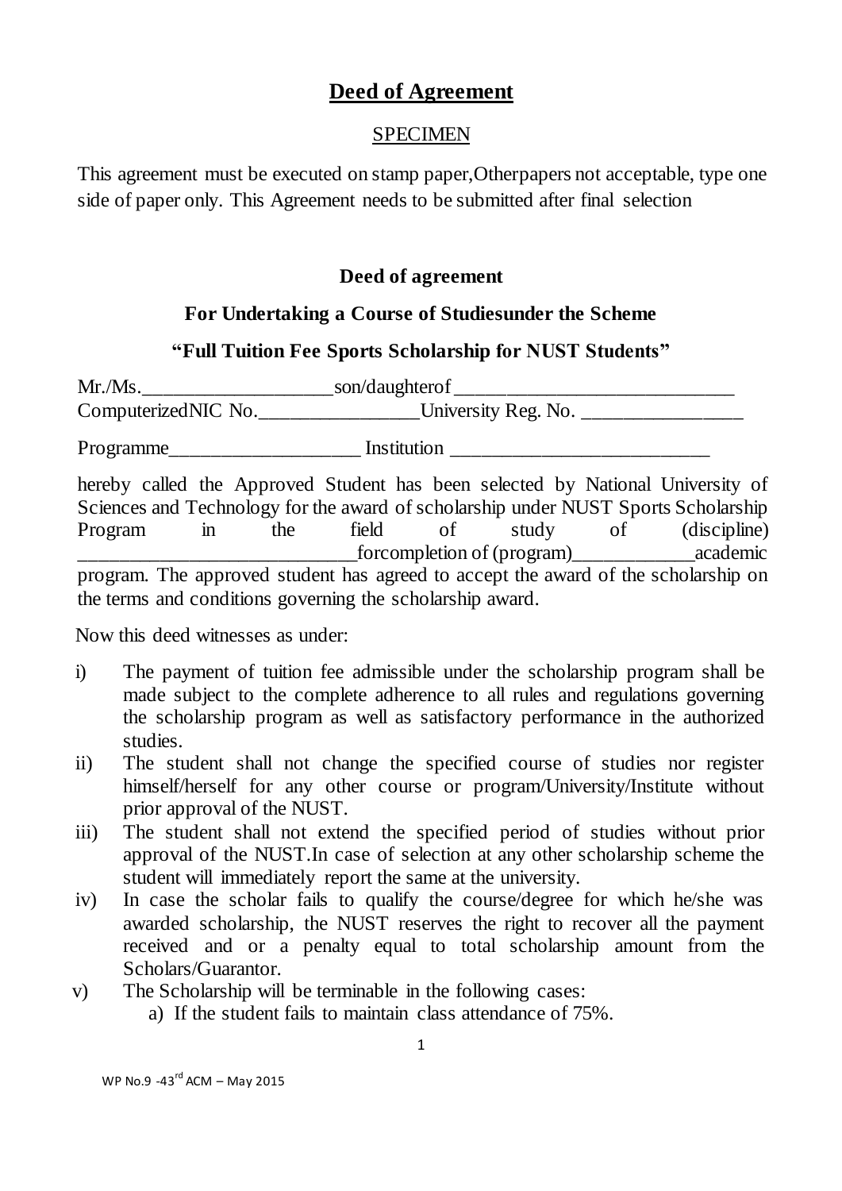# Deed of Agreement

SPECIMEN

This agreement must be executed on stamp paper,Otherpapers not acceptable, type one side of paper only. This Agreement needs to be submitted after final selection

### Deed of agreement

### For Undertaking a Course of Studiesunder the Scheme

### "Full Tuition Fee Sports Scholarship for NUST Students"

Mr./Ms.___________________son/daughterof ____________________________
ComputerizedNIC No.________________University Reg. No. ________________

Programme___________________ Institution _________________________

hereby called the Approved Student has been selected by National University of Sciences and Technology for the award of scholarship under NUST Sports Scholarship Program in the field of study of (discipline) ___________________________forcompletion of (program)____________academic program. The approved student has agreed to accept the award of the scholarship on the terms and conditions governing the scholarship award.

Now this deed witnesses as under:

i) The payment of tuition fee admissible under the scholarship program shall be made subject to the complete adherence to all rules and regulations governing the scholarship program as well as satisfactory performance in the authorized studies.
ii) The student shall not change the specified course of studies nor register himself/herself for any other course or program/University/Institute without prior approval of the NUST.
iii) The student shall not extend the specified period of studies without prior approval of the NUST.In case of selection at any other scholarship scheme the student will immediately report the same at the university.
iv) In case the scholar fails to qualify the course/degree for which he/she was awarded scholarship, the NUST reserves the right to recover all the payment received and or a penalty equal to total scholarship amount from the Scholars/Guarantor.
v) The Scholarship will be terminable in the following cases:
    a) If the student fails to maintain class attendance of 75%.

WP No.9 -43rd ACM – May 2015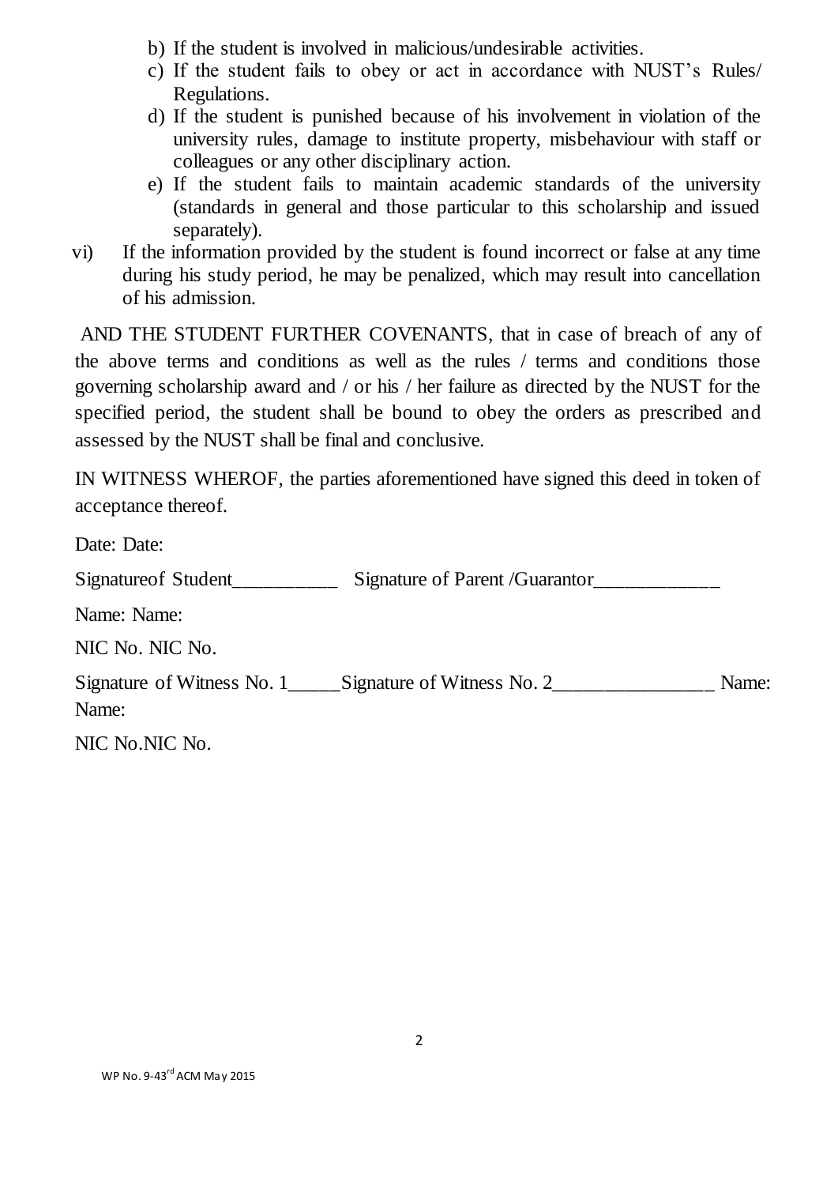b) If the student is involved in malicious/undesirable activities.

c) If the student fails to obey or act in accordance with NUST's Rules/ Regulations.

d) If the student is punished because of his involvement in violation of the university rules, damage to institute property, misbehaviour with staff or colleagues or any other disciplinary action.

e) If the student fails to maintain academic standards of the university (standards in general and those particular to this scholarship and issued separately).

vi) If the information provided by the student is found incorrect or false at any time during his study period, he may be penalized, which may result into cancellation of his admission.

AND THE STUDENT FURTHER COVENANTS, that in case of breach of any of the above terms and conditions as well as the rules / terms and conditions those governing scholarship award and / or his / her failure as directed by the NUST for the specified period, the student shall be bound to obey the orders as prescribed and assessed by the NUST shall be final and conclusive.

IN WITNESS WHEROF, the parties aforementioned have signed this deed in token of acceptance thereof.

Date: Date:

Signatureof Student__________ Signature of Parent /Guarantor____________

Name: Name:

NIC No. NIC No.

Signature of Witness No. 1_____Signature of Witness No. 2_______________ Name: Name:

NIC No.NIC No.

WP No. 9-43rd ACM May 2015